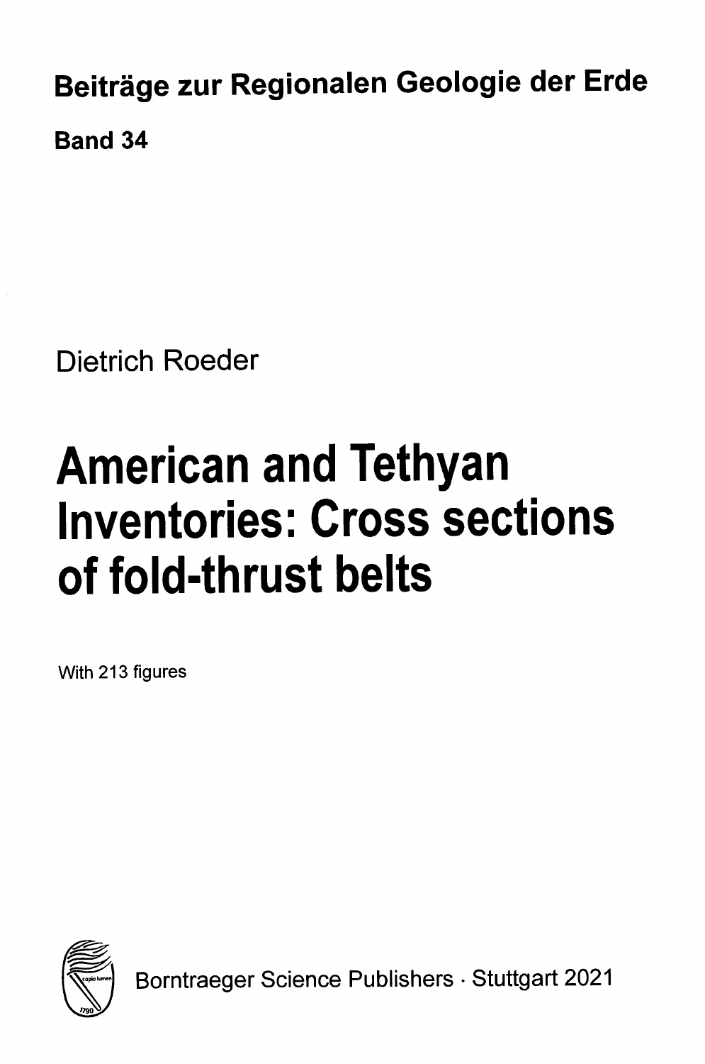**Beiträge zur Regionalen Geologie der Erde**

**Band 34**

Dietrich Roeder

# American and Tethyan Inventories: Cross sections of fold-thrust belts

With 213 figures

Borntraeger Science Publishers · Stuttgart 2021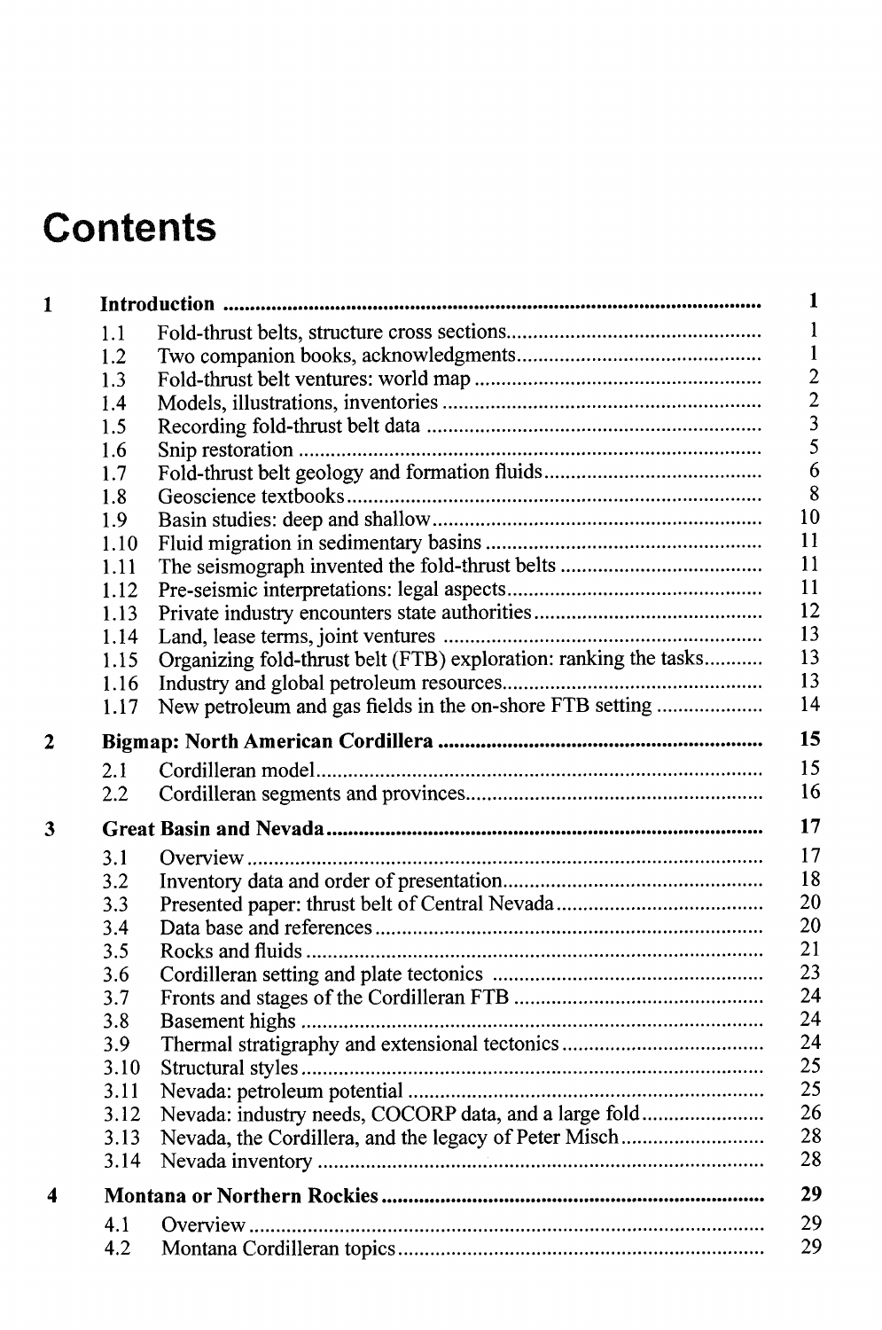# Contents

| | | |
|---|---|---|
| **1** | **Introduction** | **1** |
| 1.1 | Fold-thrust belts, structure cross sections | 1 |
| 1.2 | Two companion books, acknowledgments | 1 |
| 1.3 | Fold-thrust belt ventures: world map | 2 |
| 1.4 | Models, illustrations, inventories | 2 |
| 1.5 | Recording fold-thrust belt data | 3 |
| 1.6 | Snip restoration | 5 |
| 1.7 | Fold-thrust belt geology and formation fluids | 6 |
| 1.8 | Geoscience textbooks | 8 |
| 1.9 | Basin studies: deep and shallow | 10 |
| 1.10 | Fluid migration in sedimentary basins | 11 |
| 1.11 | The seismograph invented the fold-thrust belts | 11 |
| 1.12 | Pre-seismic interpretations: legal aspects | 11 |
| 1.13 | Private industry encounters state authorities | 12 |
| 1.14 | Land, lease terms, joint ventures | 13 |
| 1.15 | Organizing fold-thrust belt (FTB) exploration: ranking the tasks | 13 |
| 1.16 | Industry and global petroleum resources | 13 |
| 1.17 | New petroleum and gas fields in the on-shore FTB setting | 14 |
| **2** | **Bigmap: North American Cordillera** | **15** |
| 2.1 | Cordilleran model | 15 |
| 2.2 | Cordilleran segments and provinces | 16 |
| **3** | **Great Basin and Nevada** | **17** |
| 3.1 | Overview | 17 |
| 3.2 | Inventory data and order of presentation | 18 |
| 3.3 | Presented paper: thrust belt of Central Nevada | 20 |
| 3.4 | Data base and references | 20 |
| 3.5 | Rocks and fluids | 21 |
| 3.6 | Cordilleran setting and plate tectonics | 23 |
| 3.7 | Fronts and stages of the Cordilleran FTB | 24 |
| 3.8 | Basement highs | 24 |
| 3.9 | Thermal stratigraphy and extensional tectonics | 24 |
| 3.10 | Structural styles | 25 |
| 3.11 | Nevada: petroleum potential | 25 |
| 3.12 | Nevada: industry needs, COCORP data, and a large fold | 26 |
| 3.13 | Nevada, the Cordillera, and the legacy of Peter Misch | 28 |
| 3.14 | Nevada inventory | 28 |
| **4** | **Montana or Northern Rockies** | **29** |
| 4.1 | Overview | 29 |
| 4.2 | Montana Cordilleran topics | 29 |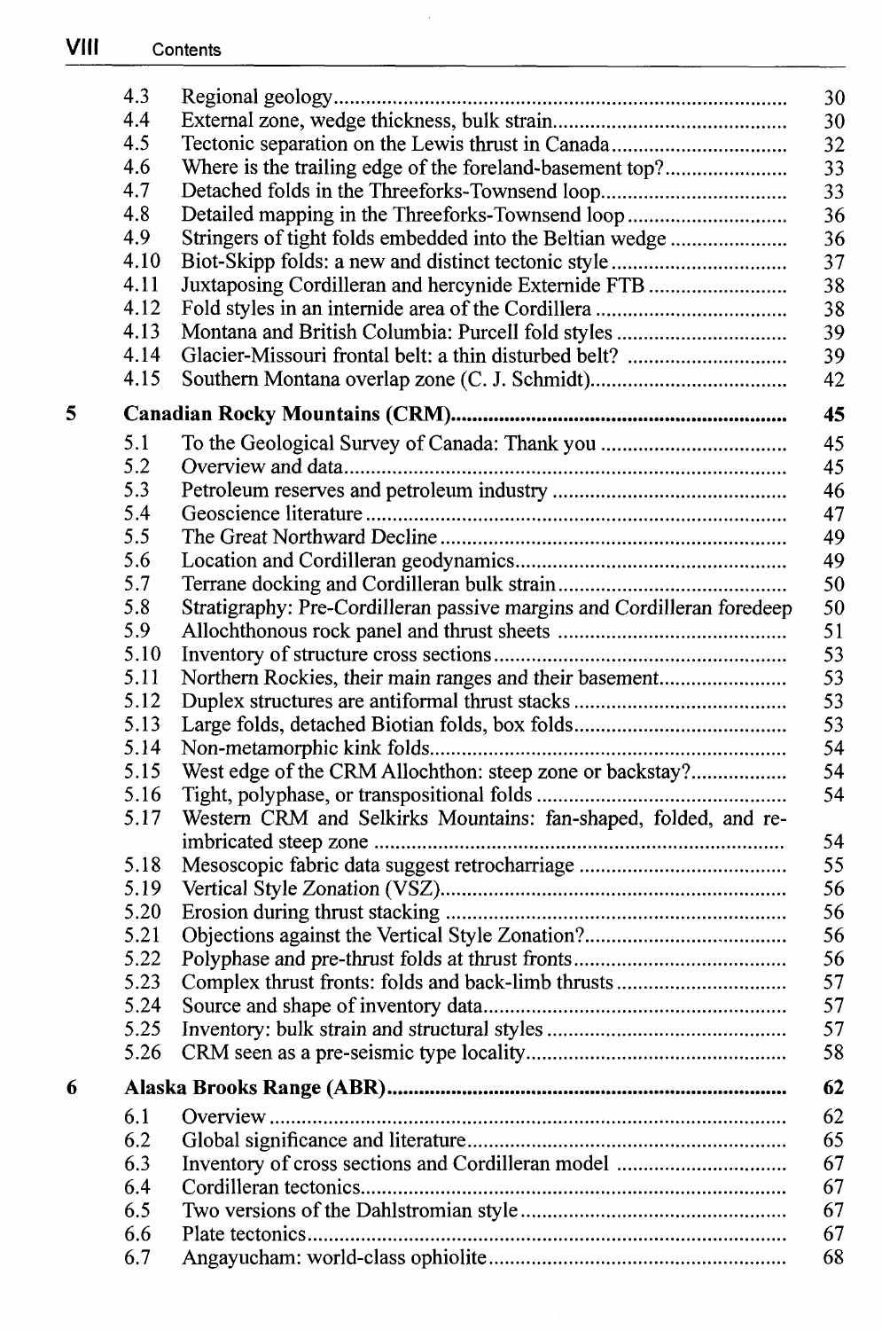| | | |
|---|---|---|
| 4.3 | Regional geology | 30 |
| 4.4 | External zone, wedge thickness, bulk strain | 30 |
| 4.5 | Tectonic separation on the Lewis thrust in Canada | 32 |
| 4.6 | Where is the trailing edge of the foreland-basement top? | 33 |
| 4.7 | Detached folds in the Threeforks-Townsend loop | 33 |
| 4.8 | Detailed mapping in the Threeforks-Townsend loop | 36 |
| 4.9 | Stringers of tight folds embedded into the Beltian wedge | 36 |
| 4.10 | Biot-Skipp folds: a new and distinct tectonic style | 37 |
| 4.11 | Juxtaposing Cordilleran and hercynide Externide FTB | 38 |
| 4.12 | Fold styles in an internide area of the Cordillera | 38 |
| 4.13 | Montana and British Columbia: Purcell fold styles | 39 |
| 4.14 | Glacier-Missouri frontal belt: a thin disturbed belt? | 39 |
| 4.15 | Southern Montana overlap zone (C. J. Schmidt) | 42 |

**5 Canadian Rocky Mountains (CRM)** ... **45**

| | | |
|---|---|---|
| 5.1 | To the Geological Survey of Canada: Thank you | 45 |
| 5.2 | Overview and data | 45 |
| 5.3 | Petroleum reserves and petroleum industry | 46 |
| 5.4 | Geoscience literature | 47 |
| 5.5 | The Great Northward Decline | 49 |
| 5.6 | Location and Cordilleran geodynamics | 49 |
| 5.7 | Terrane docking and Cordilleran bulk strain | 50 |
| 5.8 | Stratigraphy: Pre-Cordilleran passive margins and Cordilleran foredeep | 50 |
| 5.9 | Allochthonous rock panel and thrust sheets | 51 |
| 5.10 | Inventory of structure cross sections | 53 |
| 5.11 | Northern Rockies, their main ranges and their basement | 53 |
| 5.12 | Duplex structures are antiformal thrust stacks | 53 |
| 5.13 | Large folds, detached Biotian folds, box folds | 53 |
| 5.14 | Non-metamorphic kink folds | 54 |
| 5.15 | West edge of the CRM Allochthon: steep zone or backstay? | 54 |
| 5.16 | Tight, polyphase, or transpositional folds | 54 |
| 5.17 | Western CRM and Selkirks Mountains: fan-shaped, folded, and re-imbricated steep zone | 54 |
| 5.18 | Mesoscopic fabric data suggest retrocharriage | 55 |
| 5.19 | Vertical Style Zonation (VSZ) | 56 |
| 5.20 | Erosion during thrust stacking | 56 |
| 5.21 | Objections against the Vertical Style Zonation? | 56 |
| 5.22 | Polyphase and pre-thrust folds at thrust fronts | 56 |
| 5.23 | Complex thrust fronts: folds and back-limb thrusts | 57 |
| 5.24 | Source and shape of inventory data | 57 |
| 5.25 | Inventory: bulk strain and structural styles | 57 |
| 5.26 | CRM seen as a pre-seismic type locality | 58 |

**6 Alaska Brooks Range (ABR)** ... **62**

| | | |
|---|---|---|
| 6.1 | Overview | 62 |
| 6.2 | Global significance and literature | 65 |
| 6.3 | Inventory of cross sections and Cordilleran model | 67 |
| 6.4 | Cordilleran tectonics | 67 |
| 6.5 | Two versions of the Dahlstromian style | 67 |
| 6.6 | Plate tectonics | 67 |
| 6.7 | Angayucham: world-class ophiolite | 68 |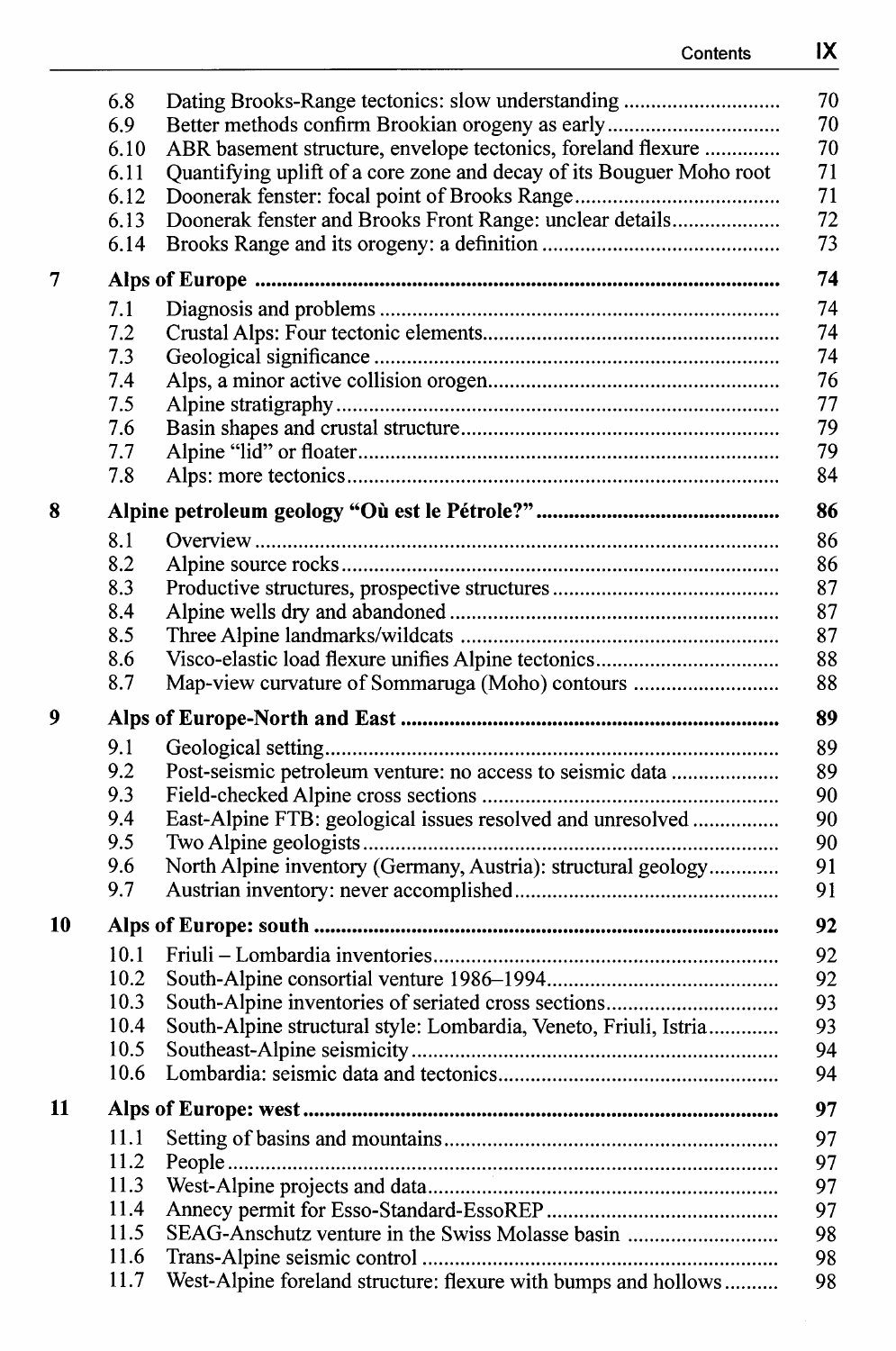| | | |
|---|---|---|
| 6.8 | Dating Brooks-Range tectonics: slow understanding | 70 |
| 6.9 | Better methods confirm Brookian orogeny as early | 70 |
| 6.10 | ABR basement structure, envelope tectonics, foreland flexure | 70 |
| 6.11 | Quantifying uplift of a core zone and decay of its Bouguer Moho root | 71 |
| 6.12 | Doonerak fenster: focal point of Brooks Range | 71 |
| 6.13 | Doonerak fenster and Brooks Front Range: unclear details | 72 |
| 6.14 | Brooks Range and its orogeny: a definition | 73 |

**7 Alps of Europe** ... **74**

| | | |
|---|---|---|
| 7.1 | Diagnosis and problems | 74 |
| 7.2 | Crustal Alps: Four tectonic elements | 74 |
| 7.3 | Geological significance | 74 |
| 7.4 | Alps, a minor active collision orogen | 76 |
| 7.5 | Alpine stratigraphy | 77 |
| 7.6 | Basin shapes and crustal structure | 79 |
| 7.7 | Alpine "lid" or floater | 79 |
| 7.8 | Alps: more tectonics | 84 |

**8 Alpine petroleum geology "Où est le Pétrole?"** ... **86**

| | | |
|---|---|---|
| 8.1 | Overview | 86 |
| 8.2 | Alpine source rocks | 86 |
| 8.3 | Productive structures, prospective structures | 87 |
| 8.4 | Alpine wells dry and abandoned | 87 |
| 8.5 | Three Alpine landmarks/wildcats | 87 |
| 8.6 | Visco-elastic load flexure unifies Alpine tectonics | 88 |
| 8.7 | Map-view curvature of Sommaruga (Moho) contours | 88 |

**9 Alps of Europe-North and East** ... **89**

| | | |
|---|---|---|
| 9.1 | Geological setting | 89 |
| 9.2 | Post-seismic petroleum venture: no access to seismic data | 89 |
| 9.3 | Field-checked Alpine cross sections | 90 |
| 9.4 | East-Alpine FTB: geological issues resolved and unresolved | 90 |
| 9.5 | Two Alpine geologists | 90 |
| 9.6 | North Alpine inventory (Germany, Austria): structural geology | 91 |
| 9.7 | Austrian inventory: never accomplished | 91 |

**10 Alps of Europe: south** ... **92**

| | | |
|---|---|---|
| 10.1 | Friuli – Lombardia inventories | 92 |
| 10.2 | South-Alpine consortial venture 1986–1994 | 92 |
| 10.3 | South-Alpine inventories of seriated cross sections | 93 |
| 10.4 | South-Alpine structural style: Lombardia, Veneto, Friuli, Istria | 93 |
| 10.5 | Southeast-Alpine seismicity | 94 |
| 10.6 | Lombardia: seismic data and tectonics | 94 |

**11 Alps of Europe: west** ... **97**

| | | |
|---|---|---|
| 11.1 | Setting of basins and mountains | 97 |
| 11.2 | People | 97 |
| 11.3 | West-Alpine projects and data | 97 |
| 11.4 | Annecy permit for Esso-Standard-EssoREP | 97 |
| 11.5 | SEAG-Anschutz venture in the Swiss Molasse basin | 98 |
| 11.6 | Trans-Alpine seismic control | 98 |
| 11.7 | West-Alpine foreland structure: flexure with bumps and hollows | 98 |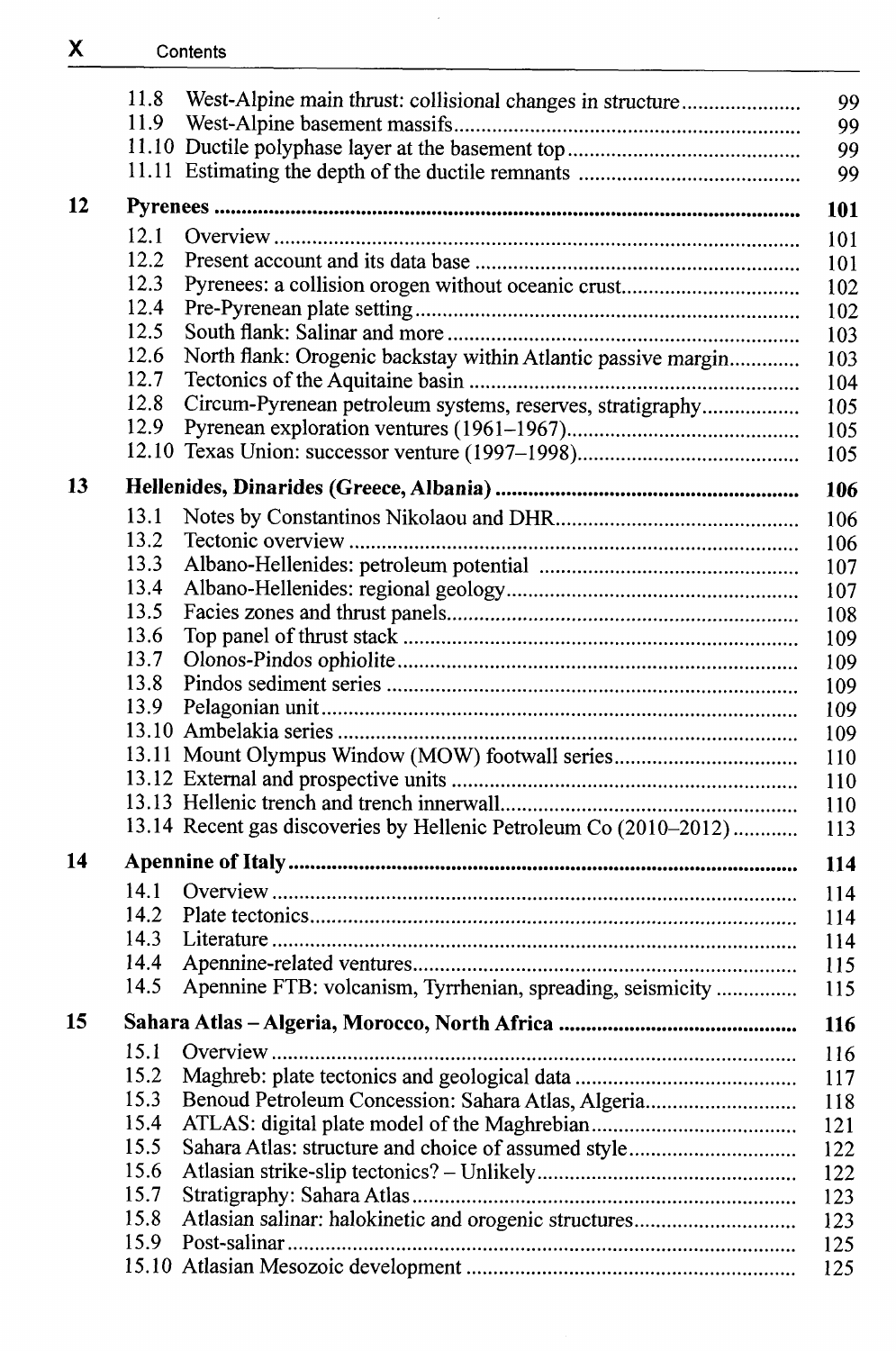| | | |
|---|---|---|
| 11.8 | West-Alpine main thrust: collisional changes in structure | 99 |
| 11.9 | West-Alpine basement massifs | 99 |
| 11.10 | Ductile polyphase layer at the basement top | 99 |
| 11.11 | Estimating the depth of the ductile remnants | 99 |
| **12** | **Pyrenees** | **101** |
| 12.1 | Overview | 101 |
| 12.2 | Present account and its data base | 101 |
| 12.3 | Pyrenees: a collision orogen without oceanic crust | 102 |
| 12.4 | Pre-Pyrenean plate setting | 102 |
| 12.5 | South flank: Salinar and more | 103 |
| 12.6 | North flank: Orogenic backstay within Atlantic passive margin | 103 |
| 12.7 | Tectonics of the Aquitaine basin | 104 |
| 12.8 | Circum-Pyrenean petroleum systems, reserves, stratigraphy | 105 |
| 12.9 | Pyrenean exploration ventures (1961–1967) | 105 |
| 12.10 | Texas Union: successor venture (1997–1998) | 105 |
| **13** | **Hellenides, Dinarides (Greece, Albania)** | **106** |
| 13.1 | Notes by Constantinos Nikolaou and DHR | 106 |
| 13.2 | Tectonic overview | 106 |
| 13.3 | Albano-Hellenides: petroleum potential | 107 |
| 13.4 | Albano-Hellenides: regional geology | 107 |
| 13.5 | Facies zones and thrust panels | 108 |
| 13.6 | Top panel of thrust stack | 109 |
| 13.7 | Olonos-Pindos ophiolite | 109 |
| 13.8 | Pindos sediment series | 109 |
| 13.9 | Pelagonian unit | 109 |
| 13.10 | Ambelakia series | 109 |
| 13.11 | Mount Olympus Window (MOW) footwall series | 110 |
| 13.12 | External and prospective units | 110 |
| 13.13 | Hellenic trench and trench innerwall | 110 |
| 13.14 | Recent gas discoveries by Hellenic Petroleum Co (2010–2012) | 113 |
| **14** | **Apennine of Italy** | **114** |
| 14.1 | Overview | 114 |
| 14.2 | Plate tectonics | 114 |
| 14.3 | Literature | 114 |
| 14.4 | Apennine-related ventures | 115 |
| 14.5 | Apennine FTB: volcanism, Tyrrhenian, spreading, seismicity | 115 |
| **15** | **Sahara Atlas – Algeria, Morocco, North Africa** | **116** |
| 15.1 | Overview | 116 |
| 15.2 | Maghreb: plate tectonics and geological data | 117 |
| 15.3 | Benoud Petroleum Concession: Sahara Atlas, Algeria | 118 |
| 15.4 | ATLAS: digital plate model of the Maghrebian | 121 |
| 15.5 | Sahara Atlas: structure and choice of assumed style | 122 |
| 15.6 | Atlasian strike-slip tectonics? – Unlikely | 122 |
| 15.7 | Stratigraphy: Sahara Atlas | 123 |
| 15.8 | Atlasian salinar: halokinetic and orogenic structures | 123 |
| 15.9 | Post-salinar | 125 |
| 15.10 | Atlasian Mesozoic development | 125 |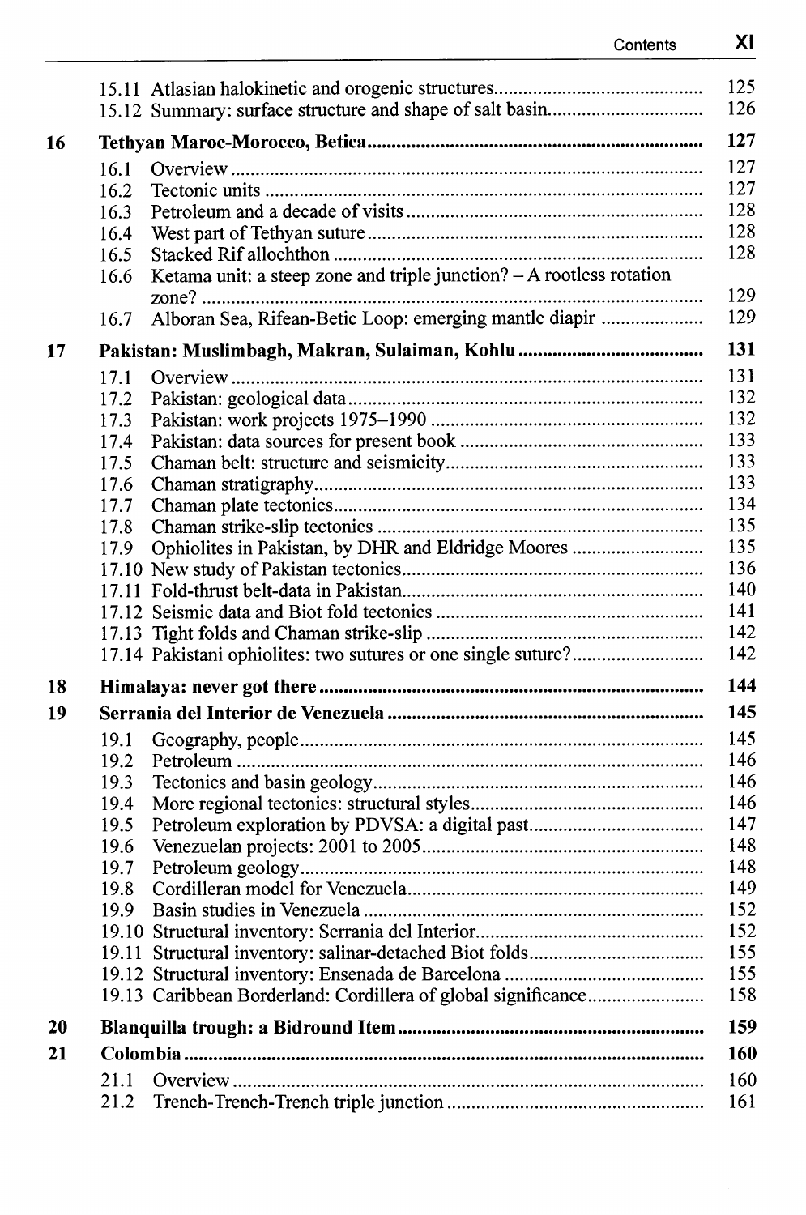15.11 Atlasian halokinetic and orogenic structures .......... 125
15.12 Summary: surface structure and shape of salt basin .......... 126

**16 Tethyan Maroc-Morocco, Betica .......... 127**

16.1 Overview .......... 127
16.2 Tectonic units .......... 127
16.3 Petroleum and a decade of visits .......... 128
16.4 West part of Tethyan suture .......... 128
16.5 Stacked Rif allochthon .......... 128
16.6 Ketama unit: a steep zone and triple junction? – A rootless rotation zone? .......... 129
16.7 Alboran Sea, Rifean-Betic Loop: emerging mantle diapir .......... 129

**17 Pakistan: Muslimbagh, Makran, Sulaiman, Kohlu .......... 131**

17.1 Overview .......... 131
17.2 Pakistan: geological data .......... 132
17.3 Pakistan: work projects 1975–1990 .......... 132
17.4 Pakistan: data sources for present book .......... 133
17.5 Chaman belt: structure and seismicity .......... 133
17.6 Chaman stratigraphy .......... 133
17.7 Chaman plate tectonics .......... 134
17.8 Chaman strike-slip tectonics .......... 135
17.9 Ophiolites in Pakistan, by DHR and Eldridge Moores .......... 135
17.10 New study of Pakistan tectonics .......... 136
17.11 Fold-thrust belt-data in Pakistan .......... 140
17.12 Seismic data and Biot fold tectonics .......... 141
17.13 Tight folds and Chaman strike-slip .......... 142
17.14 Pakistani ophiolites: two sutures or one single suture? .......... 142

**18 Himalaya: never got there .......... 144**

**19 Serrania del Interior de Venezuela .......... 145**

19.1 Geography, people .......... 145
19.2 Petroleum .......... 146
19.3 Tectonics and basin geology .......... 146
19.4 More regional tectonics: structural styles .......... 146
19.5 Petroleum exploration by PDVSA: a digital past .......... 147
19.6 Venezuelan projects: 2001 to 2005 .......... 148
19.7 Petroleum geology .......... 148
19.8 Cordilleran model for Venezuela .......... 149
19.9 Basin studies in Venezuela .......... 152
19.10 Structural inventory: Serrania del Interior .......... 152
19.11 Structural inventory: salinar-detached Biot folds .......... 155
19.12 Structural inventory: Ensenada de Barcelona .......... 155
19.13 Caribbean Borderland: Cordillera of global significance .......... 158

**20 Blanquilla trough: a Bidround Item .......... 159**

**21 Colombia .......... 160**

21.1 Overview .......... 160
21.2 Trench-Trench-Trench triple junction .......... 161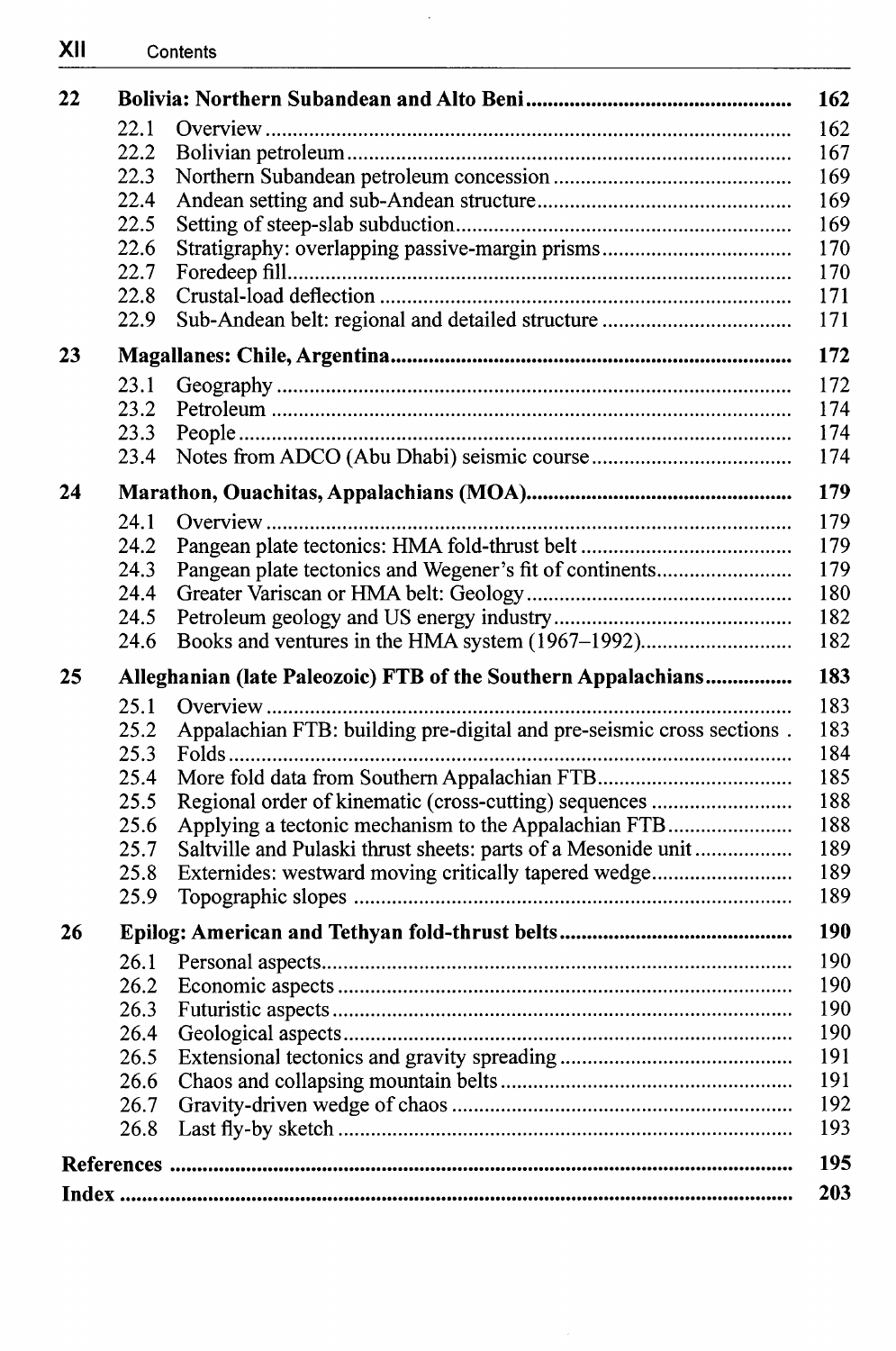| | | |
|---|---|---|
| **22** | **Bolivia: Northern Subandean and Alto Beni** | **162** |
| 22.1 | Overview | 162 |
| 22.2 | Bolivian petroleum | 167 |
| 22.3 | Northern Subandean petroleum concession | 169 |
| 22.4 | Andean setting and sub-Andean structure | 169 |
| 22.5 | Setting of steep-slab subduction | 169 |
| 22.6 | Stratigraphy: overlapping passive-margin prisms | 170 |
| 22.7 | Foredeep fill | 170 |
| 22.8 | Crustal-load deflection | 171 |
| 22.9 | Sub-Andean belt: regional and detailed structure | 171 |
| **23** | **Magallanes: Chile, Argentina** | **172** |
| 23.1 | Geography | 172 |
| 23.2 | Petroleum | 174 |
| 23.3 | People | 174 |
| 23.4 | Notes from ADCO (Abu Dhabi) seismic course | 174 |
| **24** | **Marathon, Ouachitas, Appalachians (MOA)** | **179** |
| 24.1 | Overview | 179 |
| 24.2 | Pangean plate tectonics: HMA fold-thrust belt | 179 |
| 24.3 | Pangean plate tectonics and Wegener's fit of continents | 179 |
| 24.4 | Greater Variscan or HMA belt: Geology | 180 |
| 24.5 | Petroleum geology and US energy industry | 182 |
| 24.6 | Books and ventures in the HMA system (1967–1992) | 182 |
| **25** | **Alleghanian (late Paleozoic) FTB of the Southern Appalachians** | **183** |
| 25.1 | Overview | 183 |
| 25.2 | Appalachian FTB: building pre-digital and pre-seismic cross sections | 183 |
| 25.3 | Folds | 184 |
| 25.4 | More fold data from Southern Appalachian FTB | 185 |
| 25.5 | Regional order of kinematic (cross-cutting) sequences | 188 |
| 25.6 | Applying a tectonic mechanism to the Appalachian FTB | 188 |
| 25.7 | Saltville and Pulaski thrust sheets: parts of a Mesonide unit | 189 |
| 25.8 | Externides: westward moving critically tapered wedge | 189 |
| 25.9 | Topographic slopes | 189 |
| **26** | **Epilog: American and Tethyan fold-thrust belts** | **190** |
| 26.1 | Personal aspects | 190 |
| 26.2 | Economic aspects | 190 |
| 26.3 | Futuristic aspects | 190 |
| 26.4 | Geological aspects | 190 |
| 26.5 | Extensional tectonics and gravity spreading | 191 |
| 26.6 | Chaos and collapsing mountain belts | 191 |
| 26.7 | Gravity-driven wedge of chaos | 192 |
| 26.8 | Last fly-by sketch | 193 |
| **References** | | **195** |
| **Index** | | **203** |